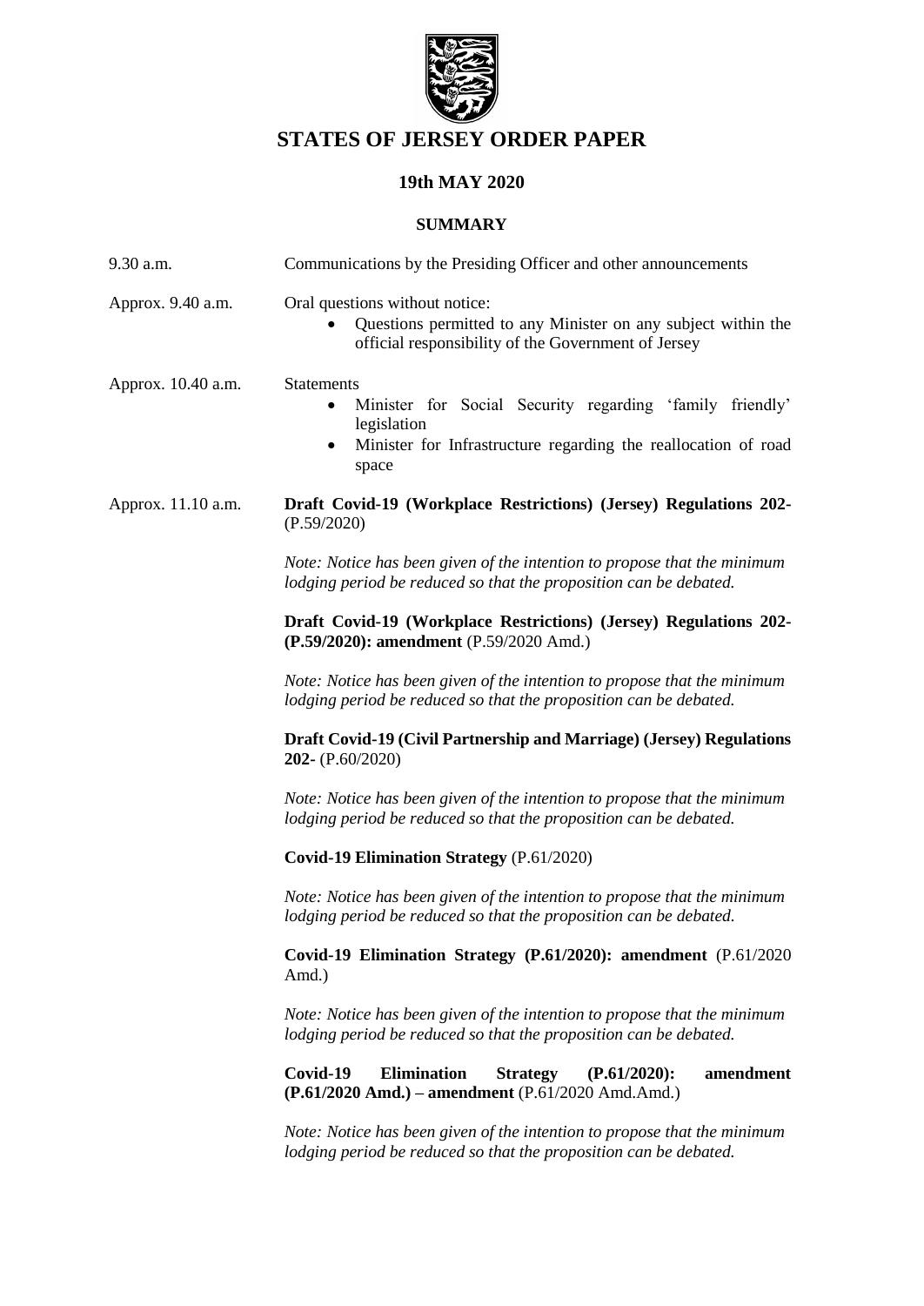# STATES OF JERSEY ORDER PAPER

## 19th MAY 2020

### SUMMARY

| | |
|---|---|
| 9.30 a.m. | Communications by the Presiding Officer and other announcements |
| Approx. 9.40 a.m. | Oral questions without notice:<br>• Questions permitted to any Minister on any subject within the official responsibility of the Government of Jersey |
| Approx. 10.40 a.m. | Statements<br>• Minister for Social Security regarding 'family friendly' legislation<br>• Minister for Infrastructure regarding the reallocation of road space |
| Approx. 11.10 a.m. | **Draft Covid-19 (Workplace Restrictions) (Jersey) Regulations 202-** (P.59/2020) |

*Note: Notice has been given of the intention to propose that the minimum lodging period be reduced so that the proposition can be debated.*

**Draft Covid-19 (Workplace Restrictions) (Jersey) Regulations 202- (P.59/2020): amendment** (P.59/2020 Amd.)

*Note: Notice has been given of the intention to propose that the minimum lodging period be reduced so that the proposition can be debated.*

**Draft Covid-19 (Civil Partnership and Marriage) (Jersey) Regulations 202-** (P.60/2020)

*Note: Notice has been given of the intention to propose that the minimum lodging period be reduced so that the proposition can be debated.*

**Covid-19 Elimination Strategy** (P.61/2020)

*Note: Notice has been given of the intention to propose that the minimum lodging period be reduced so that the proposition can be debated.*

**Covid-19 Elimination Strategy (P.61/2020): amendment** (P.61/2020 Amd.)

*Note: Notice has been given of the intention to propose that the minimum lodging period be reduced so that the proposition can be debated.*

**Covid-19 Elimination Strategy (P.61/2020): amendment (P.61/2020 Amd.) – amendment** (P.61/2020 Amd.Amd.)

*Note: Notice has been given of the intention to propose that the minimum lodging period be reduced so that the proposition can be debated.*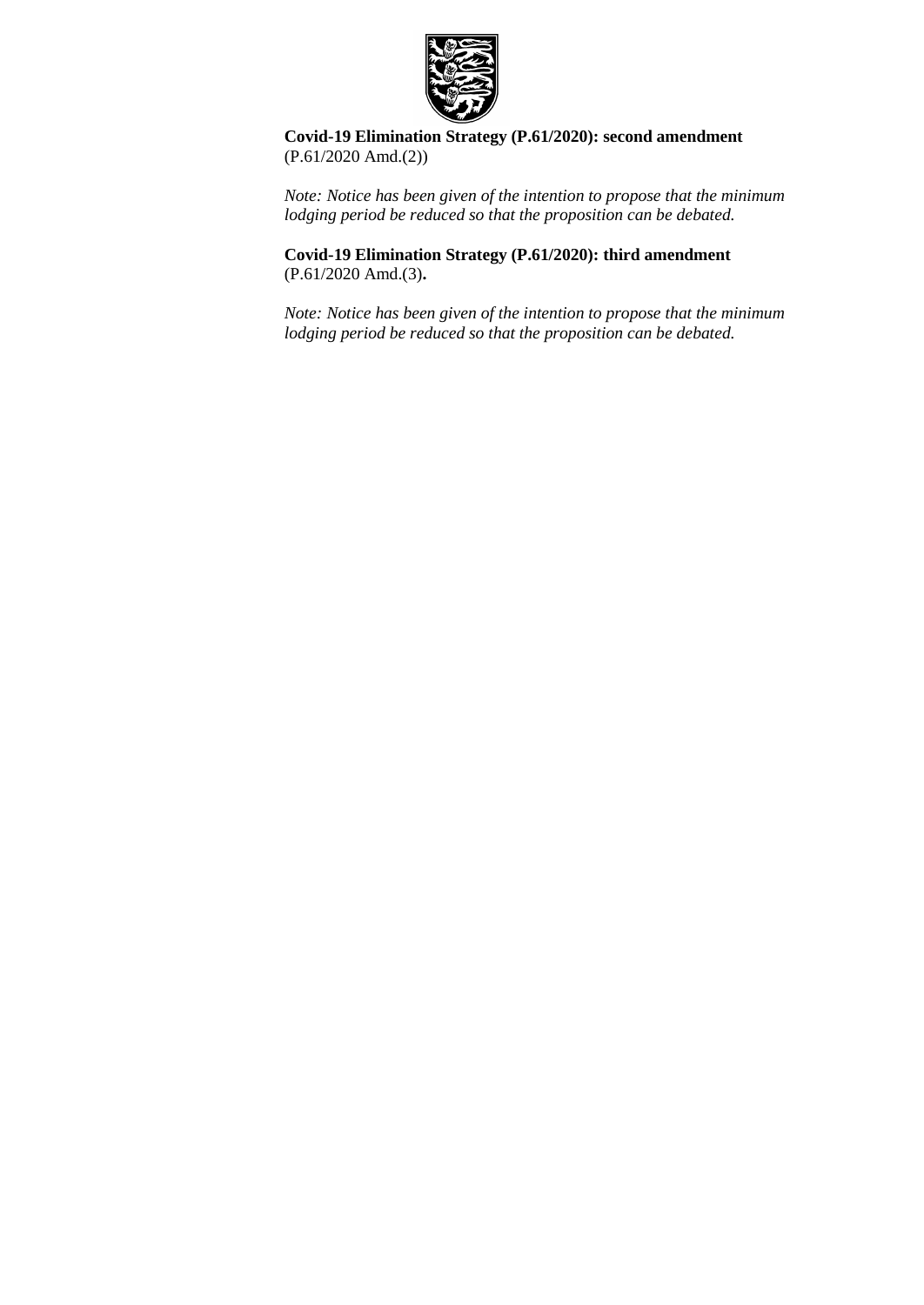**Covid-19 Elimination Strategy (P.61/2020): second amendment**
(P.61/2020 Amd.(2))

*Note: Notice has been given of the intention to propose that the minimum lodging period be reduced so that the proposition can be debated.*

**Covid-19 Elimination Strategy (P.61/2020): third amendment**
(P.61/2020 Amd.(3)**.**

*Note: Notice has been given of the intention to propose that the minimum lodging period be reduced so that the proposition can be debated.*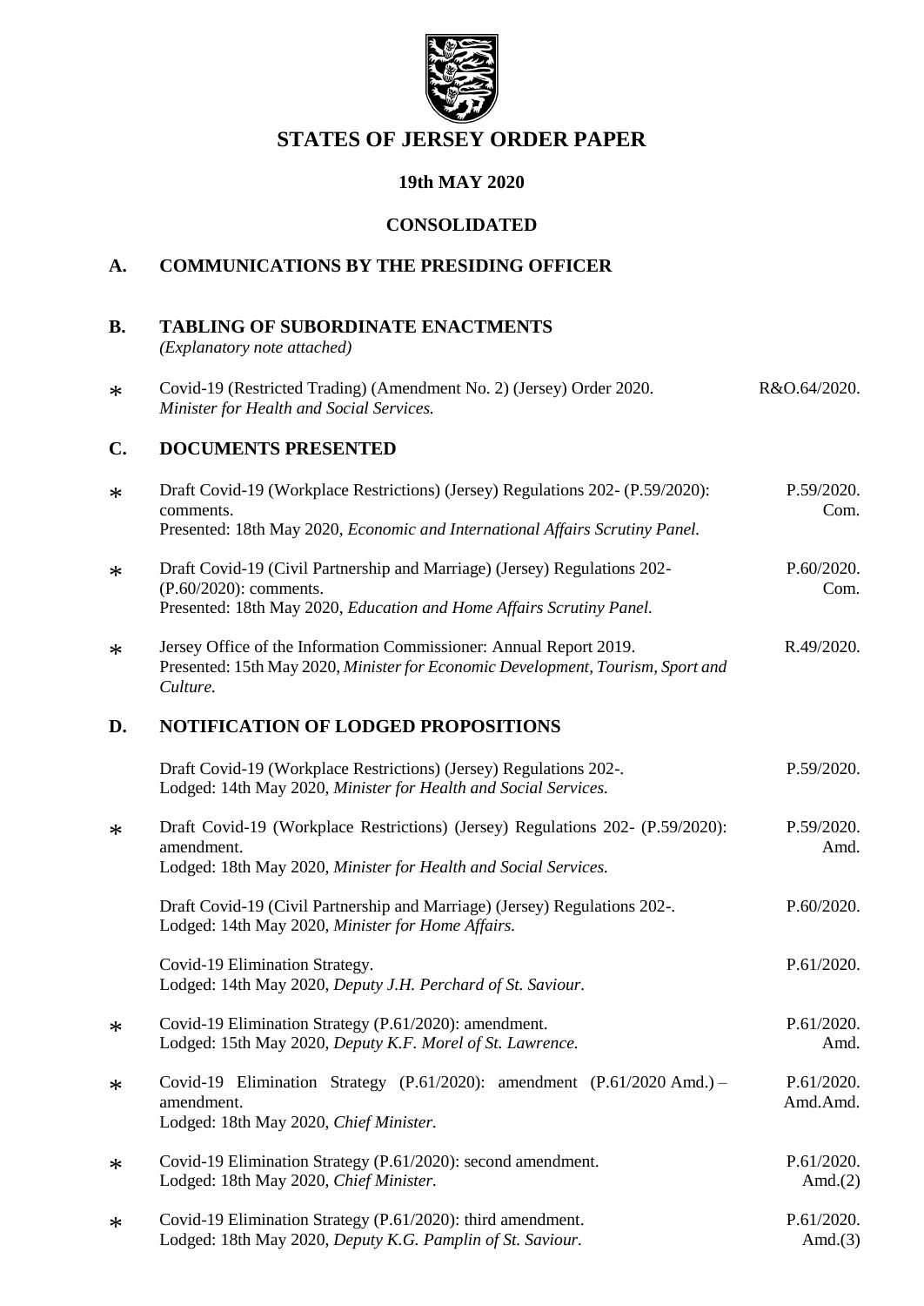# STATES OF JERSEY ORDER PAPER

## 19th MAY 2020

## CONSOLIDATED

## A. COMMUNICATIONS BY THE PRESIDING OFFICER

## B. TABLING OF SUBORDINATE ENACTMENTS

*(Explanatory note attached)*

| | | |
|---|---|---|
| * | Covid-19 (Restricted Trading) (Amendment No. 2) (Jersey) Order 2020. *Minister for Health and Social Services.* | R&O.64/2020. |

## C. DOCUMENTS PRESENTED

| | | |
|---|---|---|
| * | Draft Covid-19 (Workplace Restrictions) (Jersey) Regulations 202- (P.59/2020): comments. Presented: 18th May 2020, *Economic and International Affairs Scrutiny Panel.* | P.59/2020. Com. |
| * | Draft Covid-19 (Civil Partnership and Marriage) (Jersey) Regulations 202- (P.60/2020): comments. Presented: 18th May 2020, *Education and Home Affairs Scrutiny Panel.* | P.60/2020. Com. |
| * | Jersey Office of the Information Commissioner: Annual Report 2019. Presented: 15th May 2020, *Minister for Economic Development, Tourism, Sport and Culture.* | R.49/2020. |

## D. NOTIFICATION OF LODGED PROPOSITIONS

| | | |
|---|---|---|
| | Draft Covid-19 (Workplace Restrictions) (Jersey) Regulations 202-. Lodged: 14th May 2020, *Minister for Health and Social Services.* | P.59/2020. |
| * | Draft Covid-19 (Workplace Restrictions) (Jersey) Regulations 202- (P.59/2020): amendment. Lodged: 18th May 2020, *Minister for Health and Social Services.* | P.59/2020. Amd. |
| | Draft Covid-19 (Civil Partnership and Marriage) (Jersey) Regulations 202-. Lodged: 14th May 2020, *Minister for Home Affairs.* | P.60/2020. |
| | Covid-19 Elimination Strategy. Lodged: 14th May 2020, *Deputy J.H. Perchard of St. Saviour.* | P.61/2020. |
| * | Covid-19 Elimination Strategy (P.61/2020): amendment. Lodged: 15th May 2020, *Deputy K.F. Morel of St. Lawrence.* | P.61/2020. Amd. |
| * | Covid-19 Elimination Strategy (P.61/2020): amendment (P.61/2020 Amd.) – amendment. Lodged: 18th May 2020, *Chief Minister.* | P.61/2020. Amd.Amd. |
| * | Covid-19 Elimination Strategy (P.61/2020): second amendment. Lodged: 18th May 2020, *Chief Minister.* | P.61/2020. Amd.(2) |
| * | Covid-19 Elimination Strategy (P.61/2020): third amendment. Lodged: 18th May 2020, *Deputy K.G. Pamplin of St. Saviour.* | P.61/2020. Amd.(3) |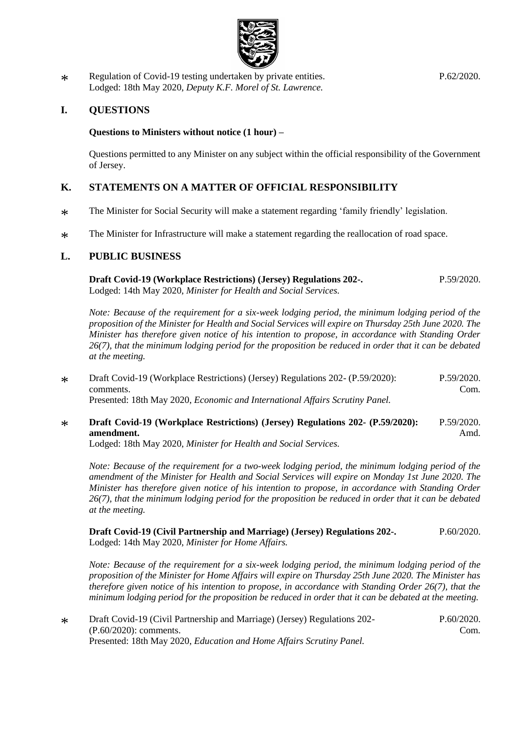\* Regulation of Covid-19 testing undertaken by private entities. P.62/2020.
Lodged: 18th May 2020, *Deputy K.F. Morel of St. Lawrence.*

## I. QUESTIONS

**Questions to Ministers without notice (1 hour) –**

Questions permitted to any Minister on any subject within the official responsibility of the Government of Jersey.

## K. STATEMENTS ON A MATTER OF OFFICIAL RESPONSIBILITY

\* The Minister for Social Security will make a statement regarding 'family friendly' legislation.

\* The Minister for Infrastructure will make a statement regarding the reallocation of road space.

## L. PUBLIC BUSINESS

**Draft Covid-19 (Workplace Restrictions) (Jersey) Regulations 202-.** P.59/2020.
Lodged: 14th May 2020, *Minister for Health and Social Services.*

*Note: Because of the requirement for a six-week lodging period, the minimum lodging period of the proposition of the Minister for Health and Social Services will expire on Thursday 25th June 2020. The Minister has therefore given notice of his intention to propose, in accordance with Standing Order 26(7), that the minimum lodging period for the proposition be reduced in order that it can be debated at the meeting.*

\* Draft Covid-19 (Workplace Restrictions) (Jersey) Regulations 202- (P.59/2020): comments. P.59/2020. Com.
Presented: 18th May 2020, *Economic and International Affairs Scrutiny Panel.*

\* **Draft Covid-19 (Workplace Restrictions) (Jersey) Regulations 202- (P.59/2020): amendment.** P.59/2020. Amd.
Lodged: 18th May 2020, *Minister for Health and Social Services.*

*Note: Because of the requirement for a two-week lodging period, the minimum lodging period of the amendment of the Minister for Health and Social Services will expire on Monday 1st June 2020. The Minister has therefore given notice of his intention to propose, in accordance with Standing Order 26(7), that the minimum lodging period for the proposition be reduced in order that it can be debated at the meeting.*

**Draft Covid-19 (Civil Partnership and Marriage) (Jersey) Regulations 202-.** P.60/2020.
Lodged: 14th May 2020, *Minister for Home Affairs.*

*Note: Because of the requirement for a six-week lodging period, the minimum lodging period of the proposition of the Minister for Home Affairs will expire on Thursday 25th June 2020. The Minister has therefore given notice of his intention to propose, in accordance with Standing Order 26(7), that the minimum lodging period for the proposition be reduced in order that it can be debated at the meeting.*

\* Draft Covid-19 (Civil Partnership and Marriage) (Jersey) Regulations 202- (P.60/2020): comments. P.60/2020. Com.
Presented: 18th May 2020, *Education and Home Affairs Scrutiny Panel.*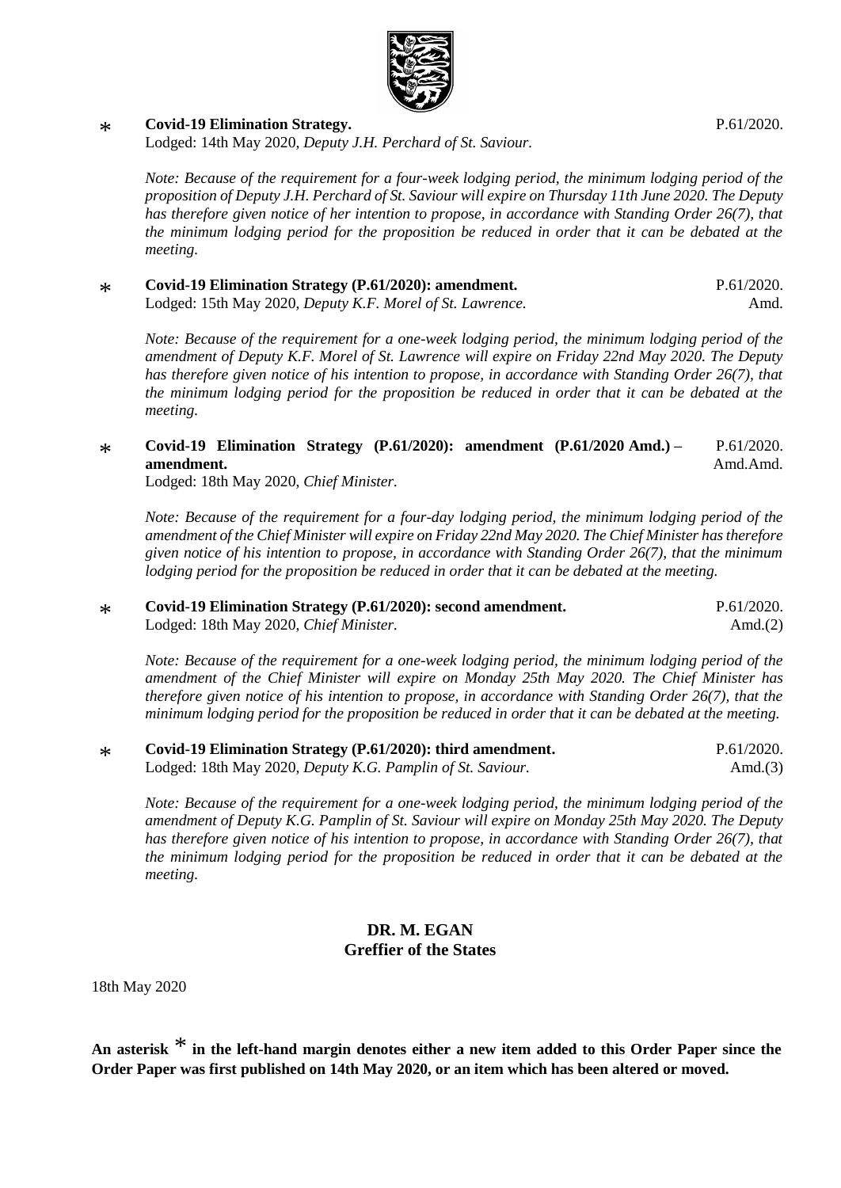\* **Covid-19 Elimination Strategy.** P.61/2020.
Lodged: 14th May 2020, *Deputy J.H. Perchard of St. Saviour.*

*Note: Because of the requirement for a four-week lodging period, the minimum lodging period of the proposition of Deputy J.H. Perchard of St. Saviour will expire on Thursday 11th June 2020. The Deputy has therefore given notice of her intention to propose, in accordance with Standing Order 26(7), that the minimum lodging period for the proposition be reduced in order that it can be debated at the meeting.*

\* **Covid-19 Elimination Strategy (P.61/2020): amendment.** P.61/2020. Amd.
Lodged: 15th May 2020, *Deputy K.F. Morel of St. Lawrence.*

*Note: Because of the requirement for a one-week lodging period, the minimum lodging period of the amendment of Deputy K.F. Morel of St. Lawrence will expire on Friday 22nd May 2020. The Deputy has therefore given notice of his intention to propose, in accordance with Standing Order 26(7), that the minimum lodging period for the proposition be reduced in order that it can be debated at the meeting.*

\* **Covid-19 Elimination Strategy (P.61/2020): amendment (P.61/2020 Amd.) – amendment.** P.61/2020. Amd.Amd.
Lodged: 18th May 2020, *Chief Minister.*

*Note: Because of the requirement for a four-day lodging period, the minimum lodging period of the amendment of the Chief Minister will expire on Friday 22nd May 2020. The Chief Minister has therefore given notice of his intention to propose, in accordance with Standing Order 26(7), that the minimum lodging period for the proposition be reduced in order that it can be debated at the meeting.*

\* **Covid-19 Elimination Strategy (P.61/2020): second amendment.** P.61/2020. Amd.(2)
Lodged: 18th May 2020, *Chief Minister.*

*Note: Because of the requirement for a one-week lodging period, the minimum lodging period of the amendment of the Chief Minister will expire on Monday 25th May 2020. The Chief Minister has therefore given notice of his intention to propose, in accordance with Standing Order 26(7), that the minimum lodging period for the proposition be reduced in order that it can be debated at the meeting.*

\* **Covid-19 Elimination Strategy (P.61/2020): third amendment.** P.61/2020. Amd.(3)
Lodged: 18th May 2020, *Deputy K.G. Pamplin of St. Saviour.*

*Note: Because of the requirement for a one-week lodging period, the minimum lodging period of the amendment of Deputy K.G. Pamplin of St. Saviour will expire on Monday 25th May 2020. The Deputy has therefore given notice of his intention to propose, in accordance with Standing Order 26(7), that the minimum lodging period for the proposition be reduced in order that it can be debated at the meeting.*

**DR. M. EGAN**
**Greffier of the States**

18th May 2020

**An asterisk \* in the left-hand margin denotes either a new item added to this Order Paper since the Order Paper was first published on 14th May 2020, or an item which has been altered or moved.**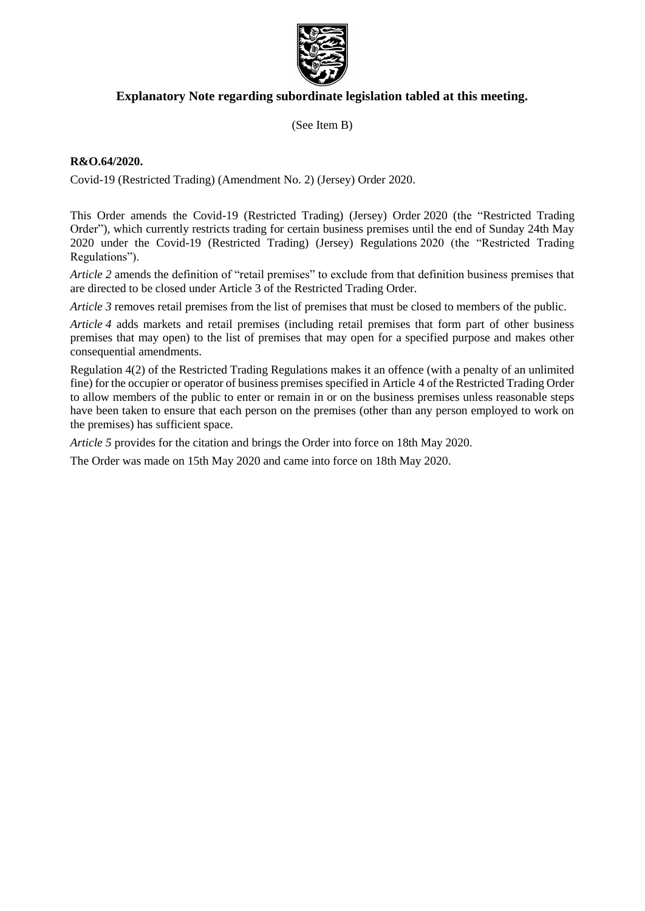## Explanatory Note regarding subordinate legislation tabled at this meeting.

(See Item B)

**R&O.64/2020.**

Covid-19 (Restricted Trading) (Amendment No. 2) (Jersey) Order 2020.

This Order amends the Covid-19 (Restricted Trading) (Jersey) Order 2020 (the "Restricted Trading Order"), which currently restricts trading for certain business premises until the end of Sunday 24th May 2020 under the Covid-19 (Restricted Trading) (Jersey) Regulations 2020 (the "Restricted Trading Regulations").

*Article 2* amends the definition of "retail premises" to exclude from that definition business premises that are directed to be closed under Article 3 of the Restricted Trading Order.

*Article 3* removes retail premises from the list of premises that must be closed to members of the public.

*Article 4* adds markets and retail premises (including retail premises that form part of other business premises that may open) to the list of premises that may open for a specified purpose and makes other consequential amendments.

Regulation 4(2) of the Restricted Trading Regulations makes it an offence (with a penalty of an unlimited fine) for the occupier or operator of business premises specified in Article 4 of the Restricted Trading Order to allow members of the public to enter or remain in or on the business premises unless reasonable steps have been taken to ensure that each person on the premises (other than any person employed to work on the premises) has sufficient space.

*Article 5* provides for the citation and brings the Order into force on 18th May 2020.

The Order was made on 15th May 2020 and came into force on 18th May 2020.